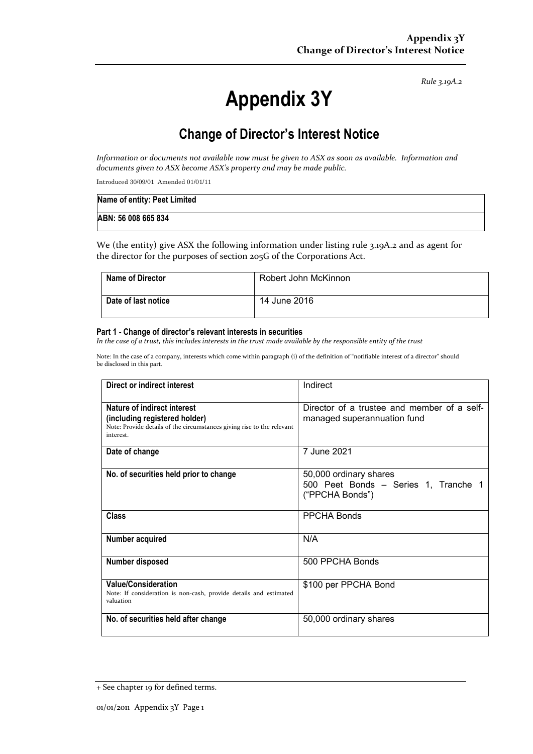*Rule 3.19A.2*

# Appendix 3Y

## Change of Director's Interest Notice

*Information or documents not available now must be given to ASX as soon as available. Information and documents given to ASX become ASX's property and may be made public.*

Introduced 30/09/01 Amended 01/01/11

| Name of entity: Peet Limited |
|---|
| ABN: 56 008 665 834 |

We (the entity) give ASX the following information under listing rule 3.19A.2 and as agent for the director for the purposes of section 205G of the Corporations Act.

| Name of Director | Robert John McKinnon |
|---|---|
| Date of last notice | 14 June 2016 |

**Part 1 - Change of director's relevant interests in securities**

*In the case of a trust, this includes interests in the trust made available by the responsible entity of the trust*

Note: In the case of a company, interests which come within paragraph (i) of the definition of "notifiable interest of a director" should be disclosed in this part.

| Direct or indirect interest | Indirect |
|---|---|
| **Nature of indirect interest (including registered holder)**<br>Note: Provide details of the circumstances giving rise to the relevant interest. | Director of a trustee and member of a self-managed superannuation fund |
| **Date of change** | 7 June 2021 |
| **No. of securities held prior to change** | 50,000 ordinary shares<br>500 Peet Bonds – Series 1, Tranche 1 ("PPCHA Bonds") |
| **Class** | PPCHA Bonds |
| **Number acquired** | N/A |
| **Number disposed** | 500 PPCHA Bonds |
| **Value/Consideration**<br>Note: If consideration is non-cash, provide details and estimated valuation | $100 per PPCHA Bond |
| **No. of securities held after change** | 50,000 ordinary shares |

+ See chapter 19 for defined terms.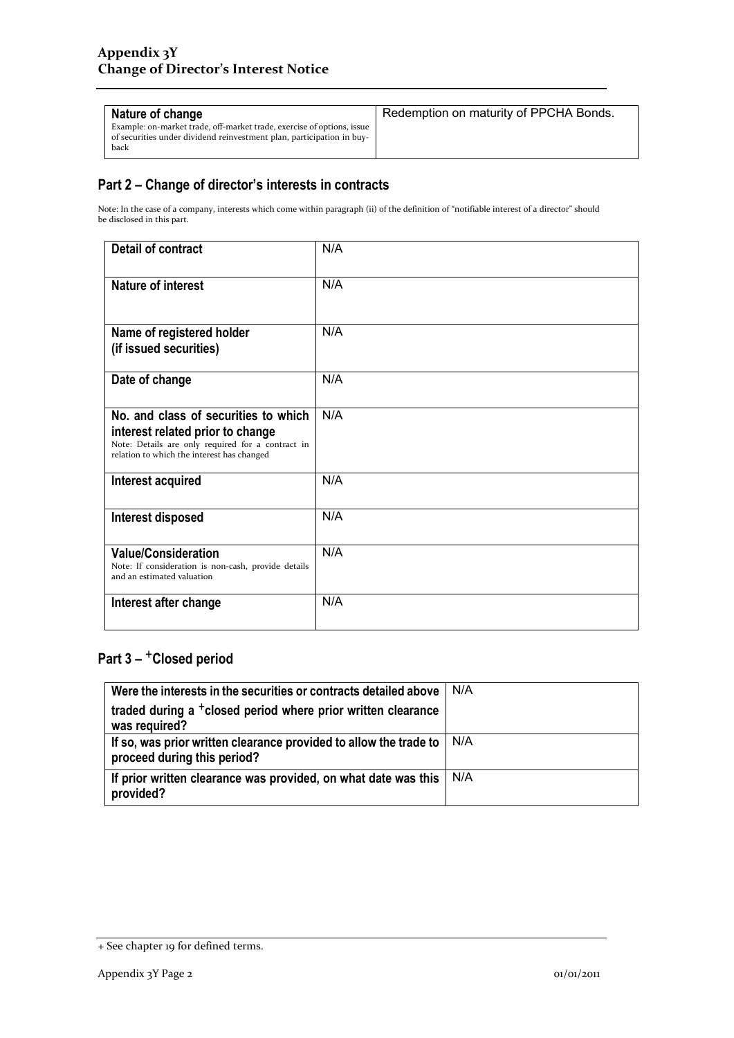| | |
|---|---|
| **Nature of change**<br>Example: on-market trade, off-market trade, exercise of options, issue of securities under dividend reinvestment plan, participation in buy-back | Redemption on maturity of PPCHA Bonds. |

## Part 2 – Change of director's interests in contracts

Note: In the case of a company, interests which come within paragraph (ii) of the definition of "notifiable interest of a director" should be disclosed in this part.

| | |
|---|---|
| **Detail of contract** | N/A |
| **Nature of interest** | N/A |
| **Name of registered holder (if issued securities)** | N/A |
| **Date of change** | N/A |
| **No. and class of securities to which interest related prior to change**<br>Note: Details are only required for a contract in relation to which the interest has changed | N/A |
| **Interest acquired** | N/A |
| **Interest disposed** | N/A |
| **Value/Consideration**<br>Note: If consideration is non-cash, provide details and an estimated valuation | N/A |
| **Interest after change** | N/A |

## Part 3 – +Closed period

| | |
|---|---|
| **Were the interests in the securities or contracts detailed above traded during a +closed period where prior written clearance was required?** | N/A |
| **If so, was prior written clearance provided to allow the trade to proceed during this period?** | N/A |
| **If prior written clearance was provided, on what date was this provided?** | N/A |

+ See chapter 19 for defined terms.